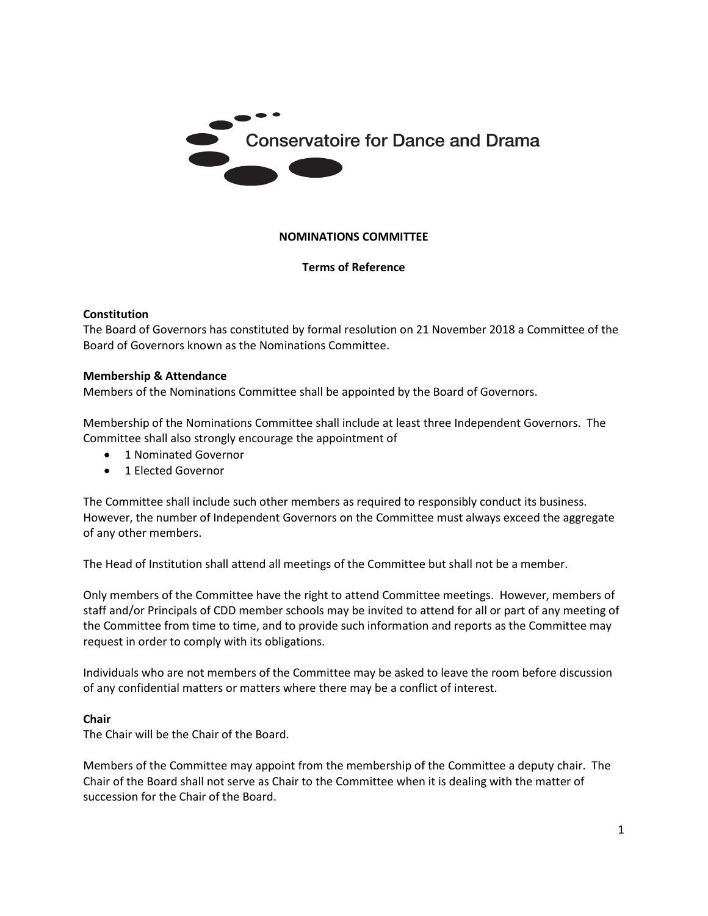Conservatoire for Dance and Drama

**NOMINATIONS COMMITTEE**

**Terms of Reference**

**Constitution**

The Board of Governors has constituted by formal resolution on 21 November 2018 a Committee of the Board of Governors known as the Nominations Committee.

**Membership & Attendance**

Members of the Nominations Committee shall be appointed by the Board of Governors.

Membership of the Nominations Committee shall include at least three Independent Governors. The Committee shall also strongly encourage the appointment of

- 1 Nominated Governor
- 1 Elected Governor

The Committee shall include such other members as required to responsibly conduct its business. However, the number of Independent Governors on the Committee must always exceed the aggregate of any other members.

The Head of Institution shall attend all meetings of the Committee but shall not be a member.

Only members of the Committee have the right to attend Committee meetings. However, members of staff and/or Principals of CDD member schools may be invited to attend for all or part of any meeting of the Committee from time to time, and to provide such information and reports as the Committee may request in order to comply with its obligations.

Individuals who are not members of the Committee may be asked to leave the room before discussion of any confidential matters or matters where there may be a conflict of interest.

**Chair**

The Chair will be the Chair of the Board.

Members of the Committee may appoint from the membership of the Committee a deputy chair. The Chair of the Board shall not serve as Chair to the Committee when it is dealing with the matter of succession for the Chair of the Board.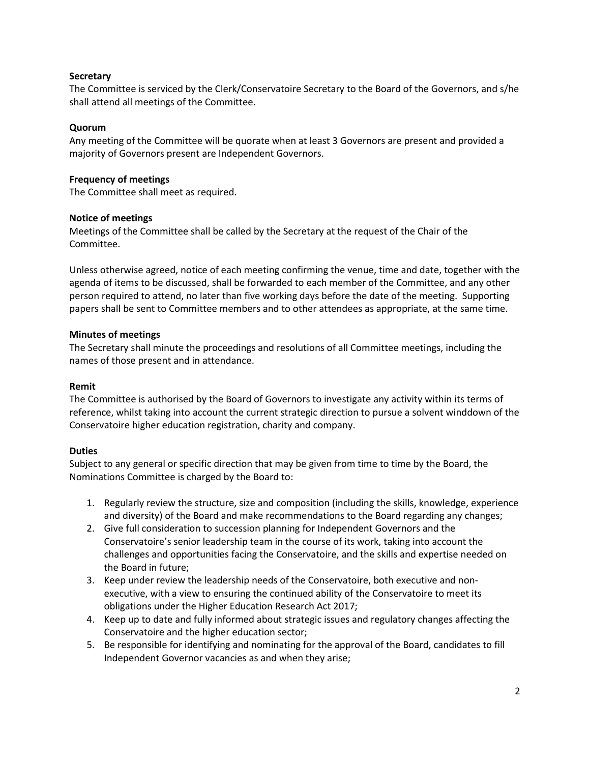**Secretary**

The Committee is serviced by the Clerk/Conservatoire Secretary to the Board of the Governors, and s/he shall attend all meetings of the Committee.

**Quorum**

Any meeting of the Committee will be quorate when at least 3 Governors are present and provided a majority of Governors present are Independent Governors.

**Frequency of meetings**

The Committee shall meet as required.

**Notice of meetings**

Meetings of the Committee shall be called by the Secretary at the request of the Chair of the Committee.

Unless otherwise agreed, notice of each meeting confirming the venue, time and date, together with the agenda of items to be discussed, shall be forwarded to each member of the Committee, and any other person required to attend, no later than five working days before the date of the meeting. Supporting papers shall be sent to Committee members and to other attendees as appropriate, at the same time.

**Minutes of meetings**

The Secretary shall minute the proceedings and resolutions of all Committee meetings, including the names of those present and in attendance.

**Remit**

The Committee is authorised by the Board of Governors to investigate any activity within its terms of reference, whilst taking into account the current strategic direction to pursue a solvent winddown of the Conservatoire higher education registration, charity and company.

**Duties**

Subject to any general or specific direction that may be given from time to time by the Board, the Nominations Committee is charged by the Board to:

1. Regularly review the structure, size and composition (including the skills, knowledge, experience and diversity) of the Board and make recommendations to the Board regarding any changes;
2. Give full consideration to succession planning for Independent Governors and the Conservatoire's senior leadership team in the course of its work, taking into account the challenges and opportunities facing the Conservatoire, and the skills and expertise needed on the Board in future;
3. Keep under review the leadership needs of the Conservatoire, both executive and non-executive, with a view to ensuring the continued ability of the Conservatoire to meet its obligations under the Higher Education Research Act 2017;
4. Keep up to date and fully informed about strategic issues and regulatory changes affecting the Conservatoire and the higher education sector;
5. Be responsible for identifying and nominating for the approval of the Board, candidates to fill Independent Governor vacancies as and when they arise;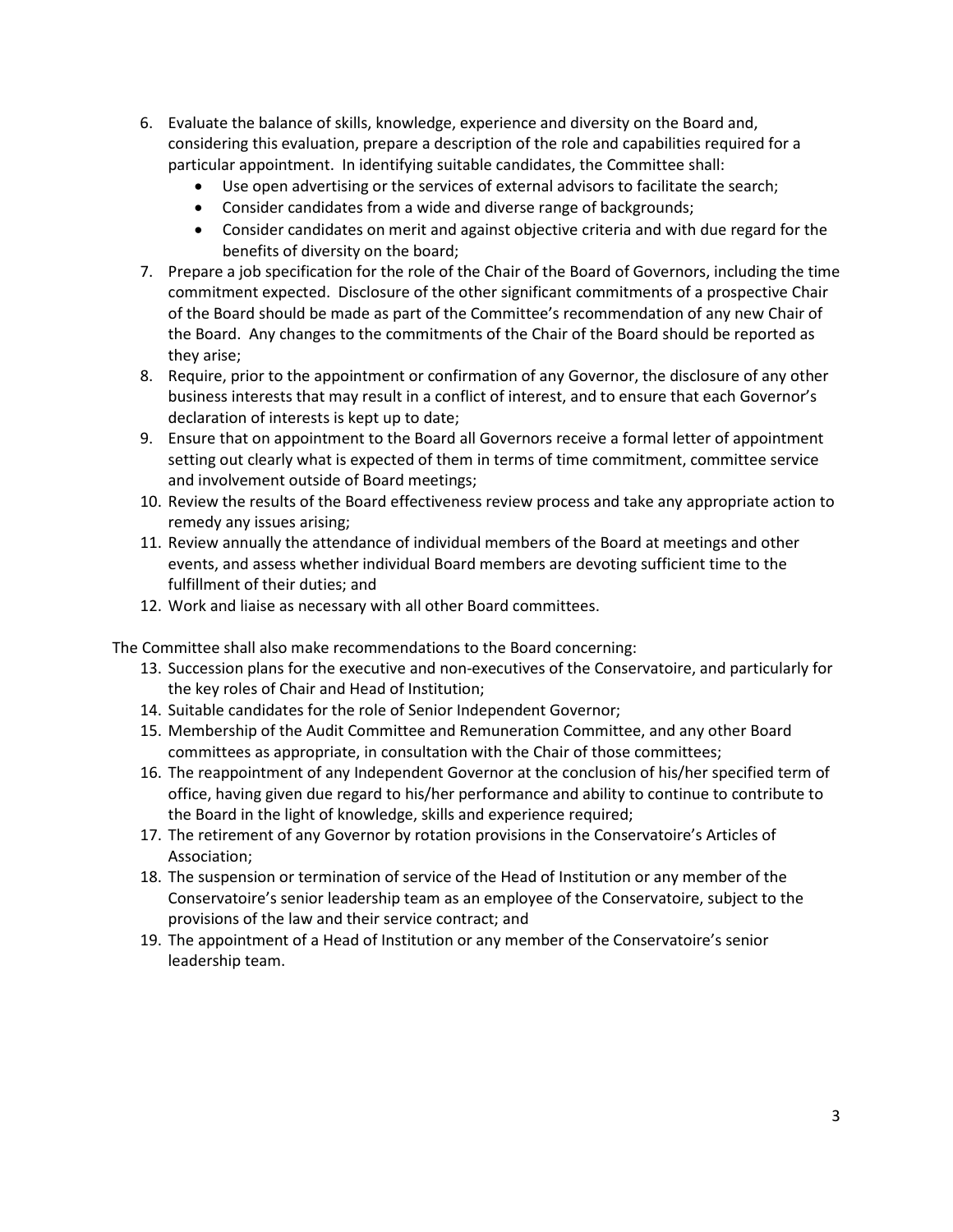6. Evaluate the balance of skills, knowledge, experience and diversity on the Board and, considering this evaluation, prepare a description of the role and capabilities required for a particular appointment. In identifying suitable candidates, the Committee shall:
    - Use open advertising or the services of external advisors to facilitate the search;
    - Consider candidates from a wide and diverse range of backgrounds;
    - Consider candidates on merit and against objective criteria and with due regard for the benefits of diversity on the board;
7. Prepare a job specification for the role of the Chair of the Board of Governors, including the time commitment expected. Disclosure of the other significant commitments of a prospective Chair of the Board should be made as part of the Committee's recommendation of any new Chair of the Board. Any changes to the commitments of the Chair of the Board should be reported as they arise;
8. Require, prior to the appointment or confirmation of any Governor, the disclosure of any other business interests that may result in a conflict of interest, and to ensure that each Governor's declaration of interests is kept up to date;
9. Ensure that on appointment to the Board all Governors receive a formal letter of appointment setting out clearly what is expected of them in terms of time commitment, committee service and involvement outside of Board meetings;
10. Review the results of the Board effectiveness review process and take any appropriate action to remedy any issues arising;
11. Review annually the attendance of individual members of the Board at meetings and other events, and assess whether individual Board members are devoting sufficient time to the fulfillment of their duties; and
12. Work and liaise as necessary with all other Board committees.

The Committee shall also make recommendations to the Board concerning:

13. Succession plans for the executive and non-executives of the Conservatoire, and particularly for the key roles of Chair and Head of Institution;
14. Suitable candidates for the role of Senior Independent Governor;
15. Membership of the Audit Committee and Remuneration Committee, and any other Board committees as appropriate, in consultation with the Chair of those committees;
16. The reappointment of any Independent Governor at the conclusion of his/her specified term of office, having given due regard to his/her performance and ability to continue to contribute to the Board in the light of knowledge, skills and experience required;
17. The retirement of any Governor by rotation provisions in the Conservatoire's Articles of Association;
18. The suspension or termination of service of the Head of Institution or any member of the Conservatoire's senior leadership team as an employee of the Conservatoire, subject to the provisions of the law and their service contract; and
19. The appointment of a Head of Institution or any member of the Conservatoire's senior leadership team.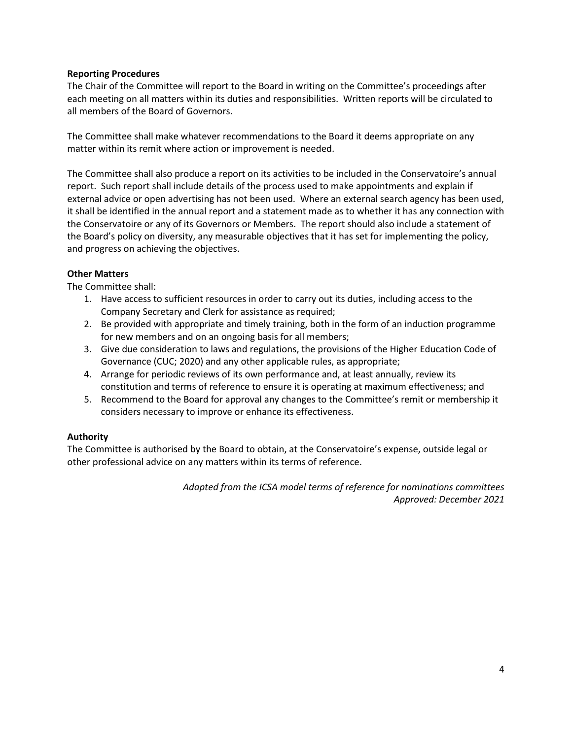**Reporting Procedures**

The Chair of the Committee will report to the Board in writing on the Committee's proceedings after each meeting on all matters within its duties and responsibilities. Written reports will be circulated to all members of the Board of Governors.

The Committee shall make whatever recommendations to the Board it deems appropriate on any matter within its remit where action or improvement is needed.

The Committee shall also produce a report on its activities to be included in the Conservatoire's annual report. Such report shall include details of the process used to make appointments and explain if external advice or open advertising has not been used. Where an external search agency has been used, it shall be identified in the annual report and a statement made as to whether it has any connection with the Conservatoire or any of its Governors or Members. The report should also include a statement of the Board's policy on diversity, any measurable objectives that it has set for implementing the policy, and progress on achieving the objectives.

**Other Matters**

The Committee shall:

1. Have access to sufficient resources in order to carry out its duties, including access to the Company Secretary and Clerk for assistance as required;
2. Be provided with appropriate and timely training, both in the form of an induction programme for new members and on an ongoing basis for all members;
3. Give due consideration to laws and regulations, the provisions of the Higher Education Code of Governance (CUC; 2020) and any other applicable rules, as appropriate;
4. Arrange for periodic reviews of its own performance and, at least annually, review its constitution and terms of reference to ensure it is operating at maximum effectiveness; and
5. Recommend to the Board for approval any changes to the Committee's remit or membership it considers necessary to improve or enhance its effectiveness.

**Authority**

The Committee is authorised by the Board to obtain, at the Conservatoire's expense, outside legal or other professional advice on any matters within its terms of reference.

*Adapted from the ICSA model terms of reference for nominations committees*
*Approved: December 2021*